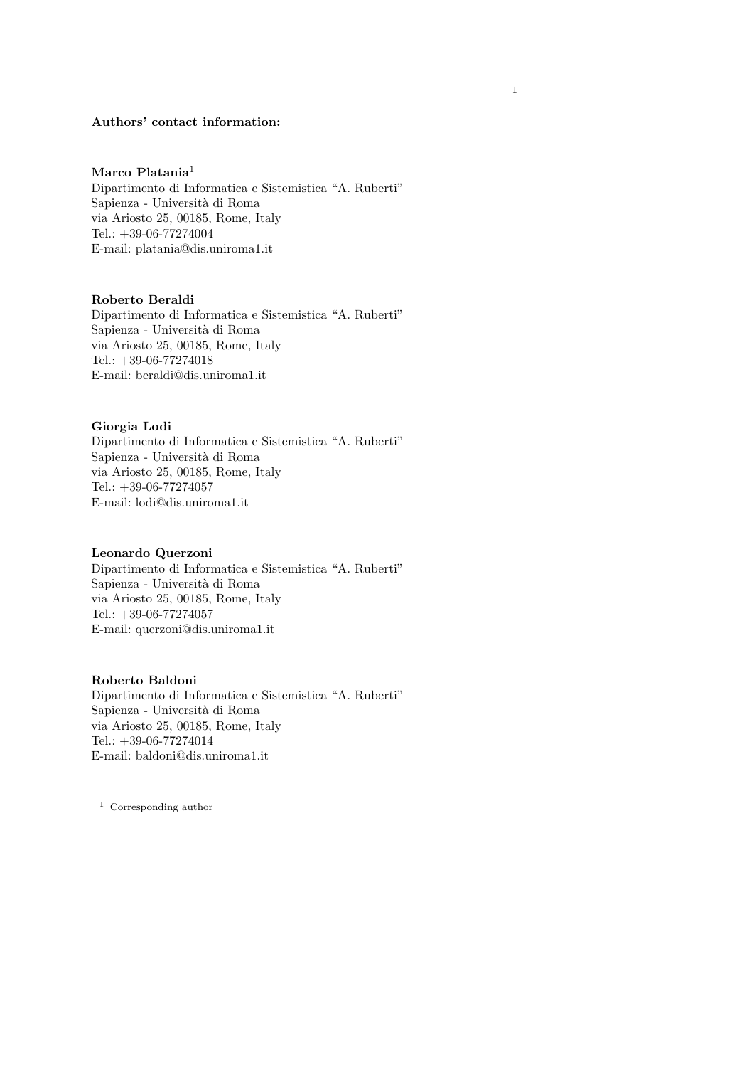**Authors' contact information:**

**Marco Platania**[1]
Dipartimento di Informatica e Sistemistica "A. Ruberti"
Sapienza - Università di Roma
via Ariosto 25, 00185, Rome, Italy
Tel.: +39-06-77274004
E-mail: platania@dis.uniroma1.it

**Roberto Beraldi**
Dipartimento di Informatica e Sistemistica "A. Ruberti"
Sapienza - Università di Roma
via Ariosto 25, 00185, Rome, Italy
Tel.: +39-06-77274018
E-mail: beraldi@dis.uniroma1.it

**Giorgia Lodi**
Dipartimento di Informatica e Sistemistica "A. Ruberti"
Sapienza - Università di Roma
via Ariosto 25, 00185, Rome, Italy
Tel.: +39-06-77274057
E-mail: lodi@dis.uniroma1.it

**Leonardo Querzoni**
Dipartimento di Informatica e Sistemistica "A. Ruberti"
Sapienza - Università di Roma
via Ariosto 25, 00185, Rome, Italy
Tel.: +39-06-77274057
E-mail: querzoni@dis.uniroma1.it

**Roberto Baldoni**
Dipartimento di Informatica e Sistemistica "A. Ruberti"
Sapienza - Università di Roma
via Ariosto 25, 00185, Rome, Italy
Tel.: +39-06-77274014
E-mail: baldoni@dis.uniroma1.it

[1] Corresponding author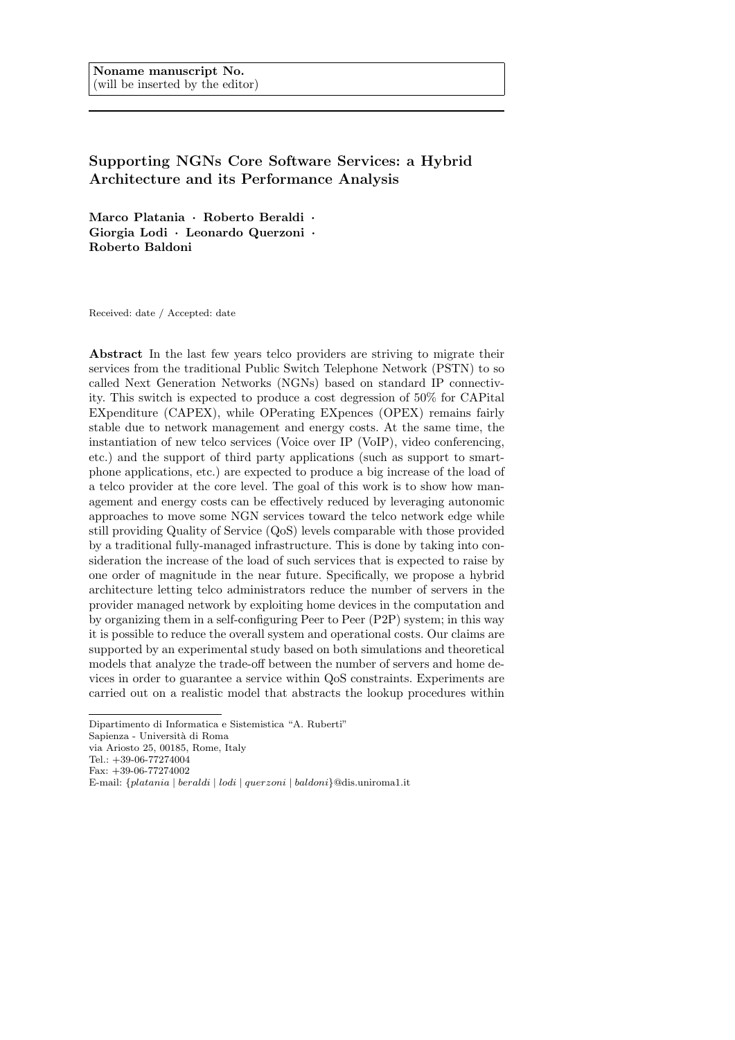Noname manuscript No.
(will be inserted by the editor)

# Supporting NGNs Core Software Services: a Hybrid Architecture and its Performance Analysis

**Marco Platania · Roberto Beraldi · Giorgia Lodi · Leonardo Querzoni · Roberto Baldoni**

Received: date / Accepted: date

**Abstract** In the last few years telco providers are striving to migrate their services from the traditional Public Switch Telephone Network (PSTN) to so called Next Generation Networks (NGNs) based on standard IP connectivity. This switch is expected to produce a cost degression of 50% for CAPital EXpenditure (CAPEX), while OPerating EXpences (OPEX) remains fairly stable due to network management and energy costs. At the same time, the instantiation of new telco services (Voice over IP (VoIP), video conferencing, etc.) and the support of third party applications (such as support to smartphone applications, etc.) are expected to produce a big increase of the load of a telco provider at the core level. The goal of this work is to show how management and energy costs can be effectively reduced by leveraging autonomic approaches to move some NGN services toward the telco network edge while still providing Quality of Service (QoS) levels comparable with those provided by a traditional fully-managed infrastructure. This is done by taking into consideration the increase of the load of such services that is expected to raise by one order of magnitude in the near future. Specifically, we propose a hybrid architecture letting telco administrators reduce the number of servers in the provider managed network by exploiting home devices in the computation and by organizing them in a self-configuring Peer to Peer (P2P) system; in this way it is possible to reduce the overall system and operational costs. Our claims are supported by an experimental study based on both simulations and theoretical models that analyze the trade-off between the number of servers and home devices in order to guarantee a service within QoS constraints. Experiments are carried out on a realistic model that abstracts the lookup procedures within

---

Dipartimento di Informatica e Sistemistica "A. Ruberti"
Sapienza - Università di Roma
via Ariosto 25, 00185, Rome, Italy
Tel.: +39-06-77274004
Fax: +39-06-77274002
E-mail: {*platania* | *beraldi* | *lodi* | *querzoni* | *baldoni*}@dis.uniroma1.it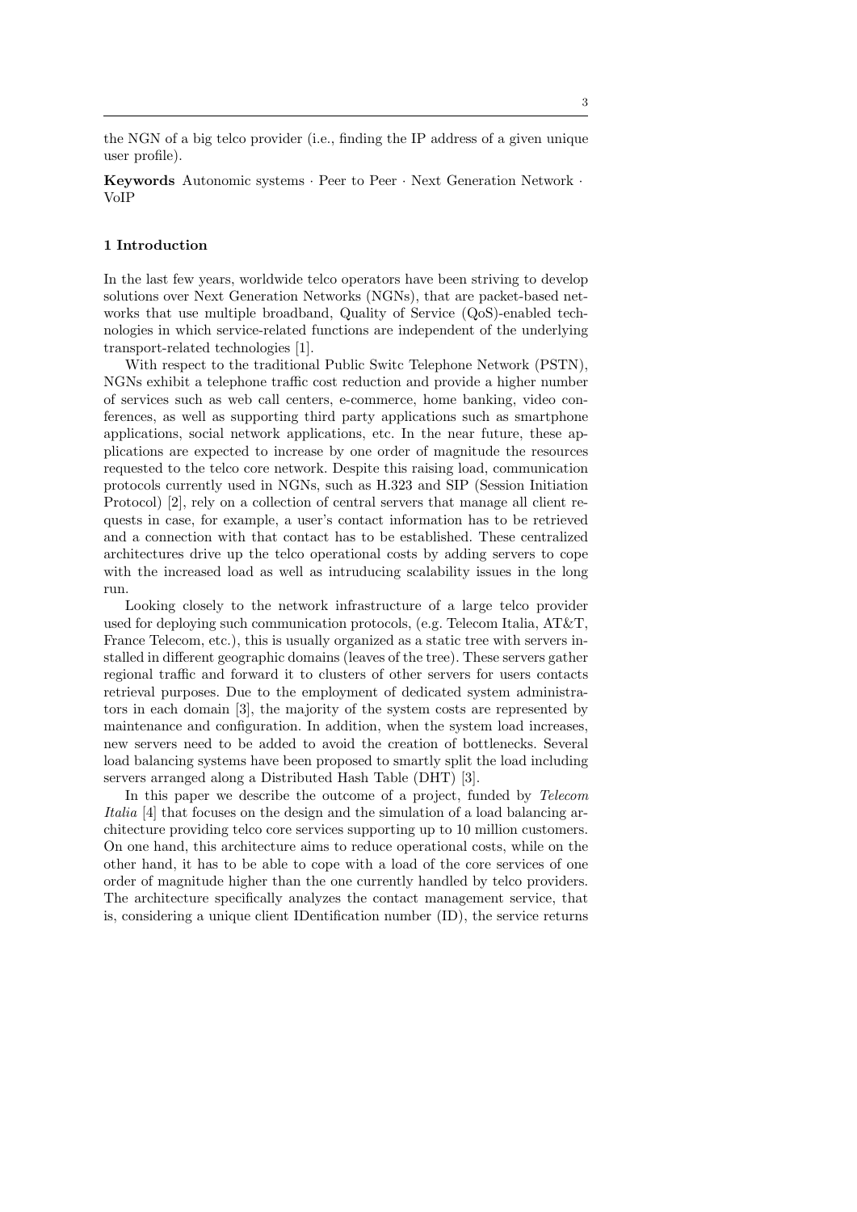the NGN of a big telco provider (i.e., finding the IP address of a given unique user profile).

**Keywords** Autonomic systems · Peer to Peer · Next Generation Network · VoIP

## 1 Introduction

In the last few years, worldwide telco operators have been striving to develop solutions over Next Generation Networks (NGNs), that are packet-based networks that use multiple broadband, Quality of Service (QoS)-enabled technologies in which service-related functions are independent of the underlying transport-related technologies [1].

With respect to the traditional Public Switc Telephone Network (PSTN), NGNs exhibit a telephone traffic cost reduction and provide a higher number of services such as web call centers, e-commerce, home banking, video conferences, as well as supporting third party applications such as smartphone applications, social network applications, etc. In the near future, these applications are expected to increase by one order of magnitude the resources requested to the telco core network. Despite this raising load, communication protocols currently used in NGNs, such as H.323 and SIP (Session Initiation Protocol) [2], rely on a collection of central servers that manage all client requests in case, for example, a user's contact information has to be retrieved and a connection with that contact has to be established. These centralized architectures drive up the telco operational costs by adding servers to cope with the increased load as well as intruducing scalability issues in the long run.

Looking closely to the network infrastructure of a large telco provider used for deploying such communication protocols, (e.g. Telecom Italia, AT&T, France Telecom, etc.), this is usually organized as a static tree with servers installed in different geographic domains (leaves of the tree). These servers gather regional traffic and forward it to clusters of other servers for users contacts retrieval purposes. Due to the employment of dedicated system administrators in each domain [3], the majority of the system costs are represented by maintenance and configuration. In addition, when the system load increases, new servers need to be added to avoid the creation of bottlenecks. Several load balancing systems have been proposed to smartly split the load including servers arranged along a Distributed Hash Table (DHT) [3].

In this paper we describe the outcome of a project, funded by *Telecom Italia* [4] that focuses on the design and the simulation of a load balancing architecture providing telco core services supporting up to 10 million customers. On one hand, this architecture aims to reduce operational costs, while on the other hand, it has to be able to cope with a load of the core services of one order of magnitude higher than the one currently handled by telco providers. The architecture specifically analyzes the contact management service, that is, considering a unique client IDentification number (ID), the service returns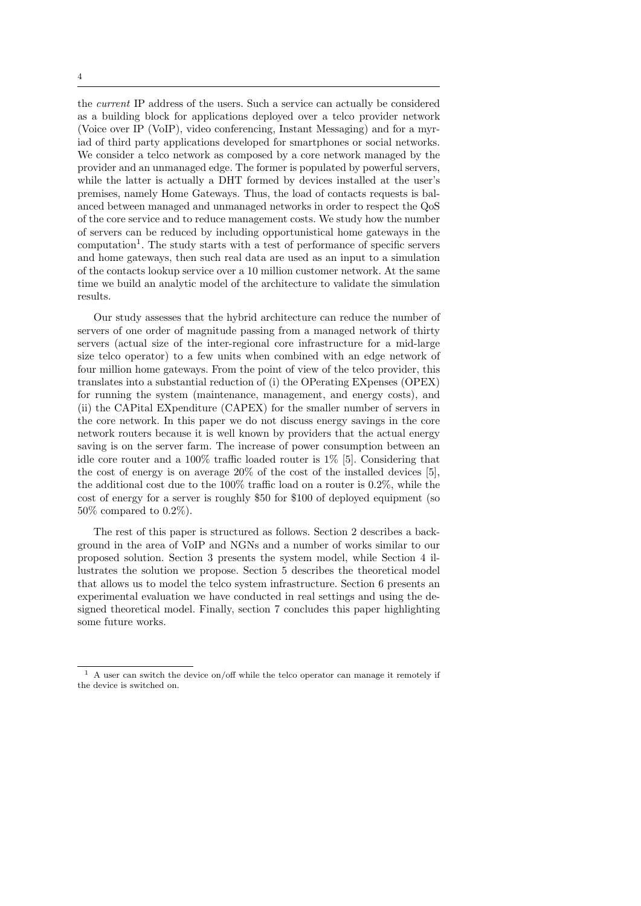the *current* IP address of the users. Such a service can actually be considered as a building block for applications deployed over a telco provider network (Voice over IP (VoIP), video conferencing, Instant Messaging) and for a myriad of third party applications developed for smartphones or social networks. We consider a telco network as composed by a core network managed by the provider and an unmanaged edge. The former is populated by powerful servers, while the latter is actually a DHT formed by devices installed at the user's premises, namely Home Gateways. Thus, the load of contacts requests is balanced between managed and unmanaged networks in order to respect the QoS of the core service and to reduce management costs. We study how the number of servers can be reduced by including opportunistical home gateways in the computation[1]. The study starts with a test of performance of specific servers and home gateways, then such real data are used as an input to a simulation of the contacts lookup service over a 10 million customer network. At the same time we build an analytic model of the architecture to validate the simulation results.

Our study assesses that the hybrid architecture can reduce the number of servers of one order of magnitude passing from a managed network of thirty servers (actual size of the inter-regional core infrastructure for a mid-large size telco operator) to a few units when combined with an edge network of four million home gateways. From the point of view of the telco provider, this translates into a substantial reduction of (i) the OPerating EXpenses (OPEX) for running the system (maintenance, management, and energy costs), and (ii) the CAPital EXpenditure (CAPEX) for the smaller number of servers in the core network. In this paper we do not discuss energy savings in the core network routers because it is well known by providers that the actual energy saving is on the server farm. The increase of power consumption between an idle core router and a 100% traffic loaded router is 1% [5]. Considering that the cost of energy is on average 20% of the cost of the installed devices [5], the additional cost due to the 100% traffic load on a router is 0.2%, while the cost of energy for a server is roughly \$50 for \$100 of deployed equipment (so 50% compared to 0.2%).

The rest of this paper is structured as follows. Section 2 describes a background in the area of VoIP and NGNs and a number of works similar to our proposed solution. Section 3 presents the system model, while Section 4 illustrates the solution we propose. Section 5 describes the theoretical model that allows us to model the telco system infrastructure. Section 6 presents an experimental evaluation we have conducted in real settings and using the designed theoretical model. Finally, section 7 concludes this paper highlighting some future works.

---

[1] A user can switch the device on/off while the telco operator can manage it remotely if the device is switched on.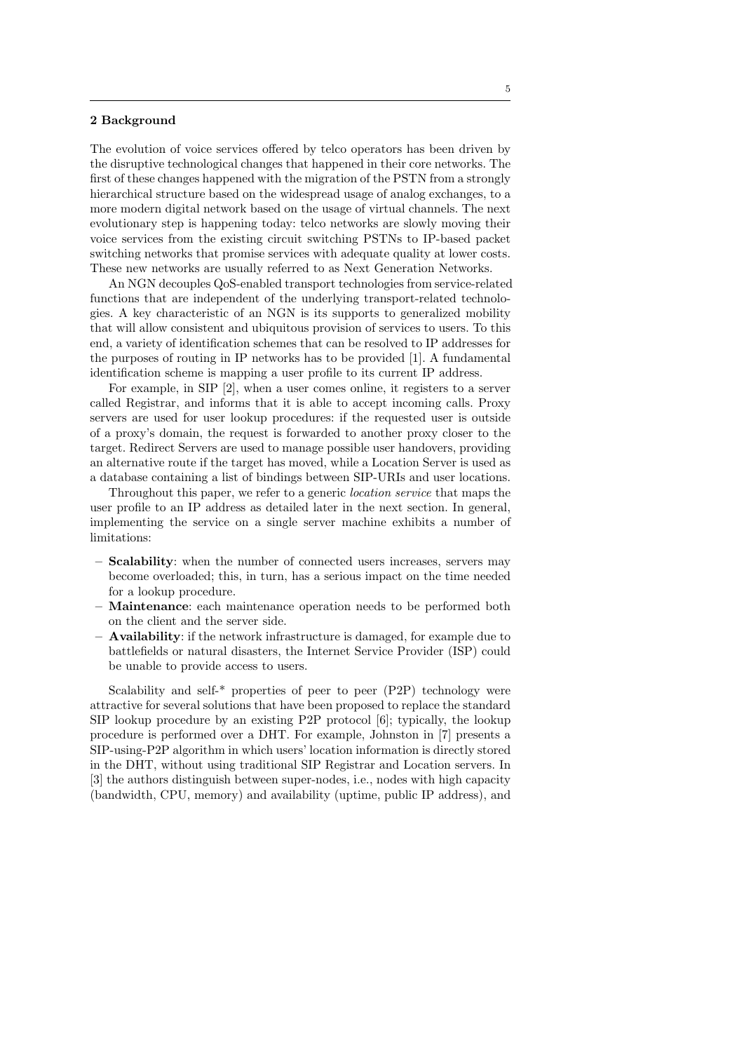## 2 Background

The evolution of voice services offered by telco operators has been driven by the disruptive technological changes that happened in their core networks. The first of these changes happened with the migration of the PSTN from a strongly hierarchical structure based on the widespread usage of analog exchanges, to a more modern digital network based on the usage of virtual channels. The next evolutionary step is happening today: telco networks are slowly moving their voice services from the existing circuit switching PSTNs to IP-based packet switching networks that promise services with adequate quality at lower costs. These new networks are usually referred to as Next Generation Networks.

An NGN decouples QoS-enabled transport technologies from service-related functions that are independent of the underlying transport-related technologies. A key characteristic of an NGN is its supports to generalized mobility that will allow consistent and ubiquitous provision of services to users. To this end, a variety of identification schemes that can be resolved to IP addresses for the purposes of routing in IP networks has to be provided [1]. A fundamental identification scheme is mapping a user profile to its current IP address.

For example, in SIP [2], when a user comes online, it registers to a server called Registrar, and informs that it is able to accept incoming calls. Proxy servers are used for user lookup procedures: if the requested user is outside of a proxy's domain, the request is forwarded to another proxy closer to the target. Redirect Servers are used to manage possible user handovers, providing an alternative route if the target has moved, while a Location Server is used as a database containing a list of bindings between SIP-URIs and user locations.

Throughout this paper, we refer to a generic *location service* that maps the user profile to an IP address as detailed later in the next section. In general, implementing the service on a single server machine exhibits a number of limitations:

- **Scalability**: when the number of connected users increases, servers may become overloaded; this, in turn, has a serious impact on the time needed for a lookup procedure.
- **Maintenance**: each maintenance operation needs to be performed both on the client and the server side.
- **Availability**: if the network infrastructure is damaged, for example due to battlefields or natural disasters, the Internet Service Provider (ISP) could be unable to provide access to users.

Scalability and self-* properties of peer to peer (P2P) technology were attractive for several solutions that have been proposed to replace the standard SIP lookup procedure by an existing P2P protocol [6]; typically, the lookup procedure is performed over a DHT. For example, Johnston in [7] presents a SIP-using-P2P algorithm in which users' location information is directly stored in the DHT, without using traditional SIP Registrar and Location servers. In [3] the authors distinguish between super-nodes, i.e., nodes with high capacity (bandwidth, CPU, memory) and availability (uptime, public IP address), and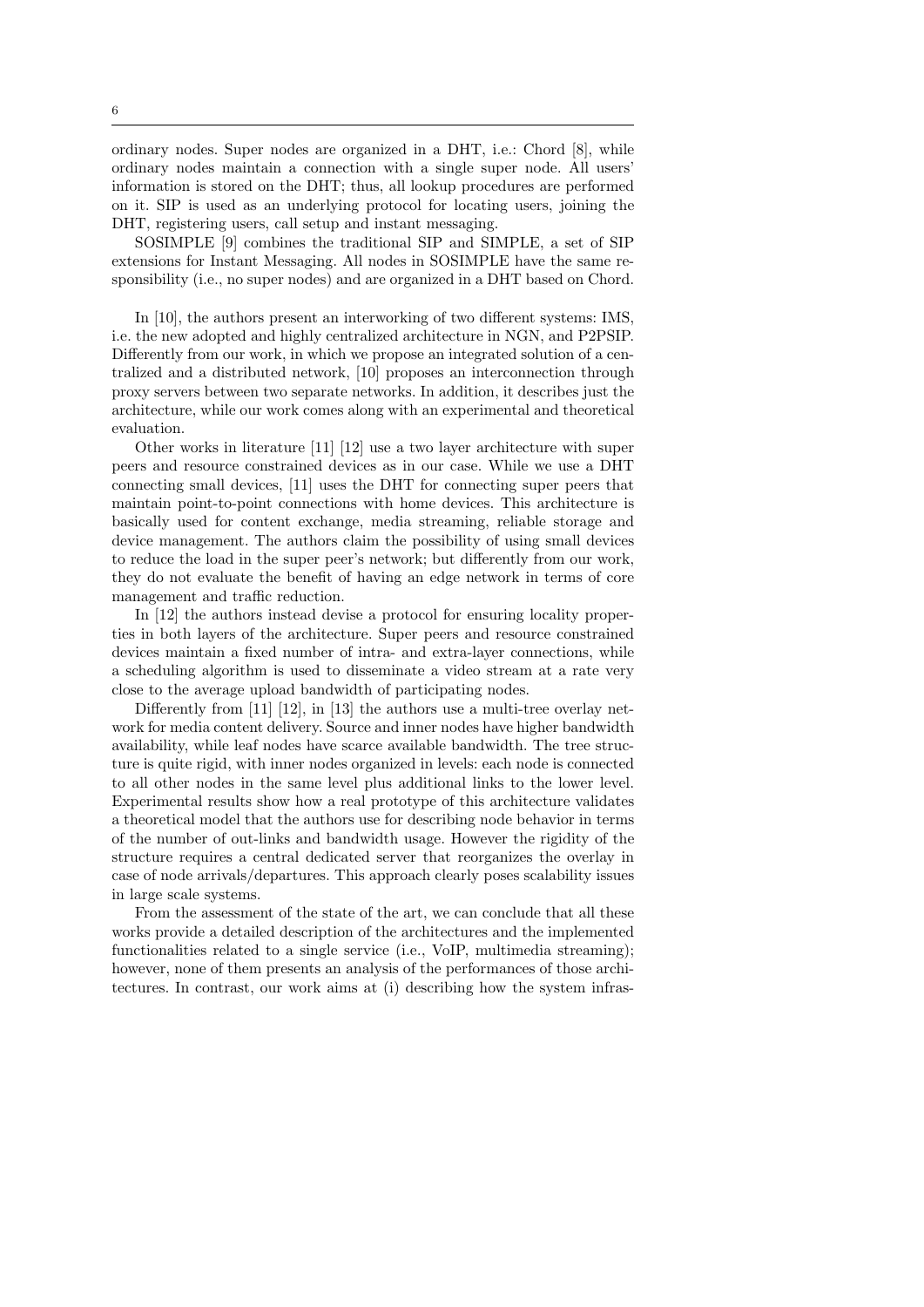ordinary nodes. Super nodes are organized in a DHT, i.e.: Chord [8], while ordinary nodes maintain a connection with a single super node. All users' information is stored on the DHT; thus, all lookup procedures are performed on it. SIP is used as an underlying protocol for locating users, joining the DHT, registering users, call setup and instant messaging.

SOSIMPLE [9] combines the traditional SIP and SIMPLE, a set of SIP extensions for Instant Messaging. All nodes in SOSIMPLE have the same responsibility (i.e., no super nodes) and are organized in a DHT based on Chord.

In [10], the authors present an interworking of two different systems: IMS, i.e. the new adopted and highly centralized architecture in NGN, and P2PSIP. Differently from our work, in which we propose an integrated solution of a centralized and a distributed network, [10] proposes an interconnection through proxy servers between two separate networks. In addition, it describes just the architecture, while our work comes along with an experimental and theoretical evaluation.

Other works in literature [11] [12] use a two layer architecture with super peers and resource constrained devices as in our case. While we use a DHT connecting small devices, [11] uses the DHT for connecting super peers that maintain point-to-point connections with home devices. This architecture is basically used for content exchange, media streaming, reliable storage and device management. The authors claim the possibility of using small devices to reduce the load in the super peer's network; but differently from our work, they do not evaluate the benefit of having an edge network in terms of core management and traffic reduction.

In [12] the authors instead devise a protocol for ensuring locality properties in both layers of the architecture. Super peers and resource constrained devices maintain a fixed number of intra- and extra-layer connections, while a scheduling algorithm is used to disseminate a video stream at a rate very close to the average upload bandwidth of participating nodes.

Differently from [11] [12], in [13] the authors use a multi-tree overlay network for media content delivery. Source and inner nodes have higher bandwidth availability, while leaf nodes have scarce available bandwidth. The tree structure is quite rigid, with inner nodes organized in levels: each node is connected to all other nodes in the same level plus additional links to the lower level. Experimental results show how a real prototype of this architecture validates a theoretical model that the authors use for describing node behavior in terms of the number of out-links and bandwidth usage. However the rigidity of the structure requires a central dedicated server that reorganizes the overlay in case of node arrivals/departures. This approach clearly poses scalability issues in large scale systems.

From the assessment of the state of the art, we can conclude that all these works provide a detailed description of the architectures and the implemented functionalities related to a single service (i.e., VoIP, multimedia streaming); however, none of them presents an analysis of the performances of those architectures. In contrast, our work aims at (i) describing how the system infras-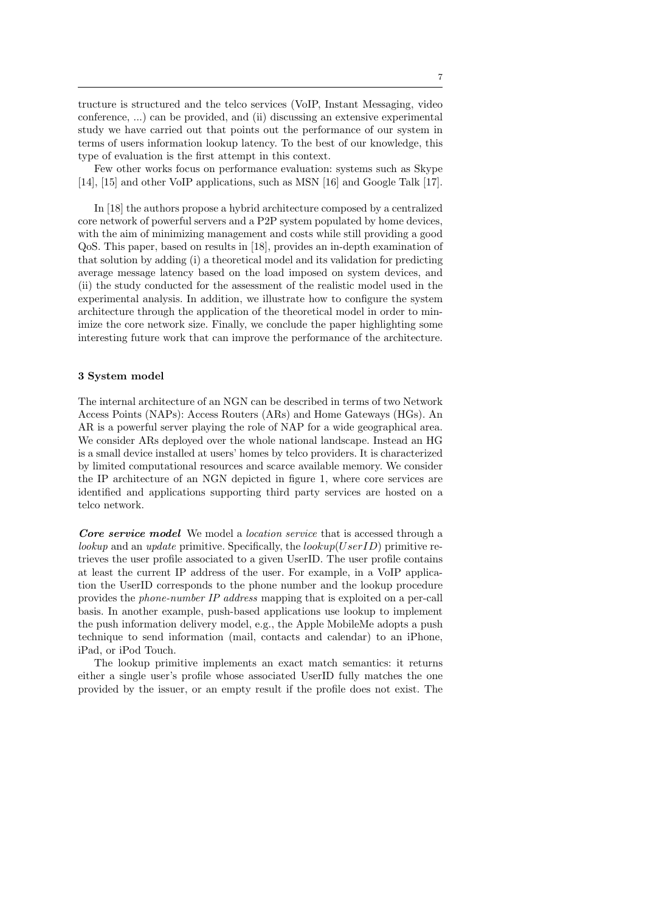tructure is structured and the telco services (VoIP, Instant Messaging, video conference, ...) can be provided, and (ii) discussing an extensive experimental study we have carried out that points out the performance of our system in terms of users information lookup latency. To the best of our knowledge, this type of evaluation is the first attempt in this context.

Few other works focus on performance evaluation: systems such as Skype [14], [15] and other VoIP applications, such as MSN [16] and Google Talk [17].

In [18] the authors propose a hybrid architecture composed by a centralized core network of powerful servers and a P2P system populated by home devices, with the aim of minimizing management and costs while still providing a good QoS. This paper, based on results in [18], provides an in-depth examination of that solution by adding (i) a theoretical model and its validation for predicting average message latency based on the load imposed on system devices, and (ii) the study conducted for the assessment of the realistic model used in the experimental analysis. In addition, we illustrate how to configure the system architecture through the application of the theoretical model in order to minimize the core network size. Finally, we conclude the paper highlighting some interesting future work that can improve the performance of the architecture.

## 3 System model

The internal architecture of an NGN can be described in terms of two Network Access Points (NAPs): Access Routers (ARs) and Home Gateways (HGs). An AR is a powerful server playing the role of NAP for a wide geographical area. We consider ARs deployed over the whole national landscape. Instead an HG is a small device installed at users' homes by telco providers. It is characterized by limited computational resources and scarce available memory. We consider the IP architecture of an NGN depicted in figure 1, where core services are identified and applications supporting third party services are hosted on a telco network.

***Core service model*** We model a *location service* that is accessed through a *lookup* and an *update* primitive. Specifically, the $lookup(UserID)$ primitive retrieves the user profile associated to a given UserID. The user profile contains at least the current IP address of the user. For example, in a VoIP application the UserID corresponds to the phone number and the lookup procedure provides the *phone-number IP address* mapping that is exploited on a per-call basis. In another example, push-based applications use lookup to implement the push information delivery model, e.g., the Apple MobileMe adopts a push technique to send information (mail, contacts and calendar) to an iPhone, iPad, or iPod Touch.

The lookup primitive implements an exact match semantics: it returns either a single user's profile whose associated UserID fully matches the one provided by the issuer, or an empty result if the profile does not exist. The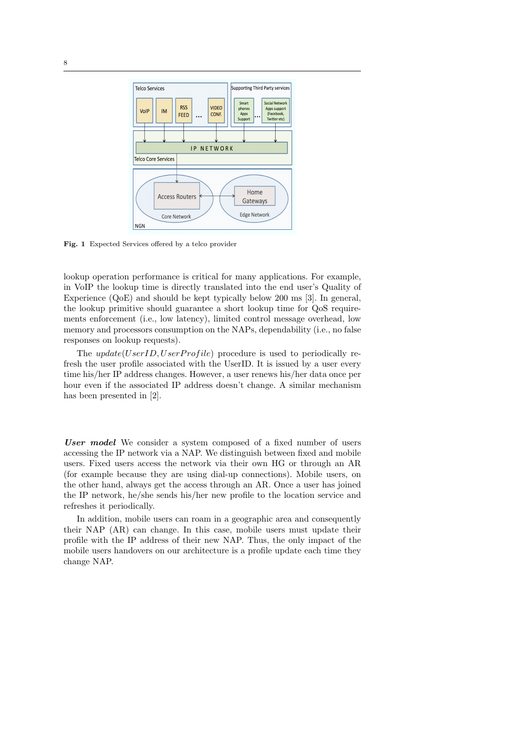Fig. 1 Expected Services offered by a telco provider

lookup operation performance is critical for many applications. For example, in VoIP the lookup time is directly translated into the end user's Quality of Experience (QoE) and should be kept typically below 200 ms [3]. In general, the lookup primitive should guarantee a short lookup time for QoS requirements enforcement (i.e., low latency), limited control message overhead, low memory and processors consumption on the NAPs, dependability (i.e., no false responses on lookup requests).

The $update(UserID, UserProfile)$ procedure is used to periodically refresh the user profile associated with the UserID. It is issued by a user every time his/her IP address changes. However, a user renews his/her data once per hour even if the associated IP address doesn't change. A similar mechanism has been presented in [2].

***User model*** We consider a system composed of a fixed number of users accessing the IP network via a NAP. We distinguish between fixed and mobile users. Fixed users access the network via their own HG or through an AR (for example because they are using dial-up connections). Mobile users, on the other hand, always get the access through an AR. Once a user has joined the IP network, he/she sends his/her new profile to the location service and refreshes it periodically.

In addition, mobile users can roam in a geographic area and consequently their NAP (AR) can change. In this case, mobile users must update their profile with the IP address of their new NAP. Thus, the only impact of the mobile users handovers on our architecture is a profile update each time they change NAP.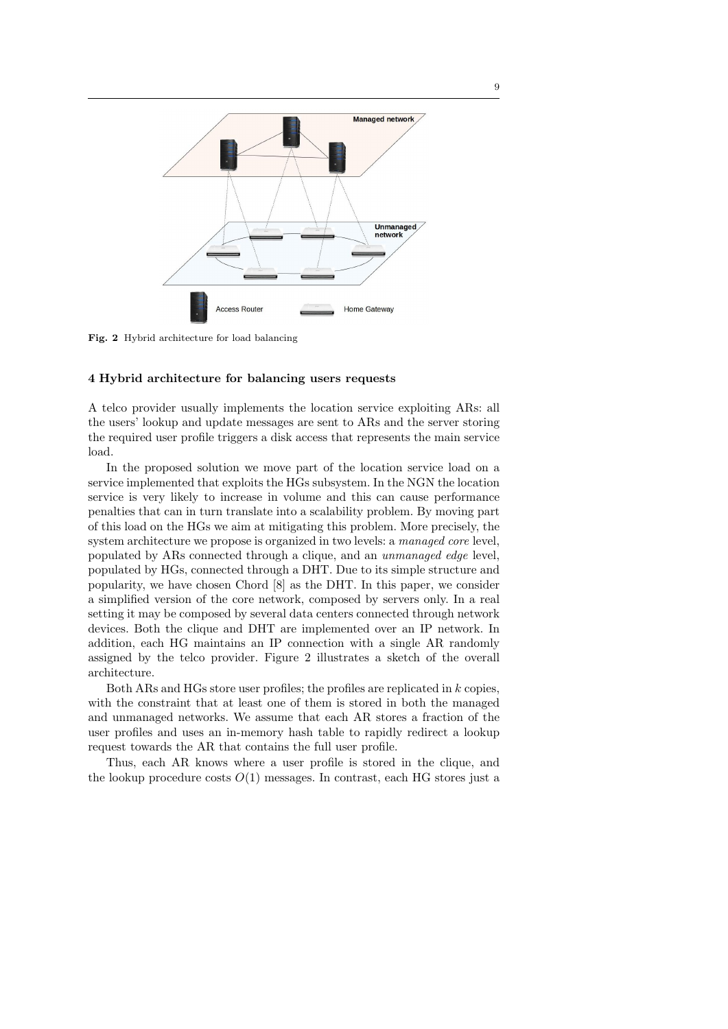Fig. 2 Hybrid architecture for load balancing

## 4 Hybrid architecture for balancing users requests

A telco provider usually implements the location service exploiting ARs: all the users' lookup and update messages are sent to ARs and the server storing the required user profile triggers a disk access that represents the main service load.

In the proposed solution we move part of the location service load on a service implemented that exploits the HGs subsystem. In the NGN the location service is very likely to increase in volume and this can cause performance penalties that can in turn translate into a scalability problem. By moving part of this load on the HGs we aim at mitigating this problem. More precisely, the system architecture we propose is organized in two levels: a *managed core* level, populated by ARs connected through a clique, and an *unmanaged edge* level, populated by HGs, connected through a DHT. Due to its simple structure and popularity, we have chosen Chord [8] as the DHT. In this paper, we consider a simplified version of the core network, composed by servers only. In a real setting it may be composed by several data centers connected through network devices. Both the clique and DHT are implemented over an IP network. In addition, each HG maintains an IP connection with a single AR randomly assigned by the telco provider. Figure 2 illustrates a sketch of the overall architecture.

Both ARs and HGs store user profiles; the profiles are replicated in $k$ copies, with the constraint that at least one of them is stored in both the managed and unmanaged networks. We assume that each AR stores a fraction of the user profiles and uses an in-memory hash table to rapidly redirect a lookup request towards the AR that contains the full user profile.

Thus, each AR knows where a user profile is stored in the clique, and the lookup procedure costs $O(1)$ messages. In contrast, each HG stores just a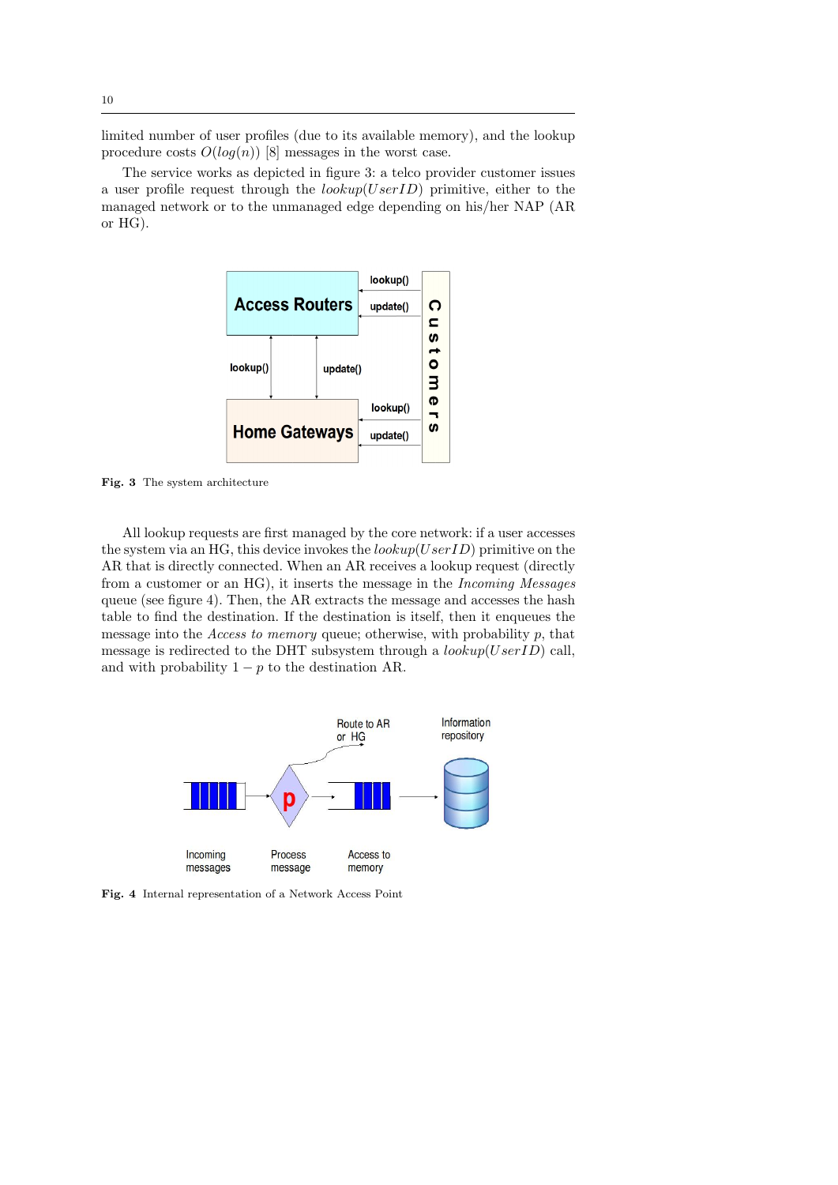limited number of user profiles (due to its available memory), and the lookup procedure costs $O(log(n))$ [8] messages in the worst case.

The service works as depicted in figure 3: a telco provider customer issues a user profile request through the $lookup(UserID)$ primitive, either to the managed network or to the unmanaged edge depending on his/her NAP (AR or HG).

**Fig. 3** The system architecture

All lookup requests are first managed by the core network: if a user accesses the system via an HG, this device invokes the $lookup(UserID)$ primitive on the AR that is directly connected. When an AR receives a lookup request (directly from a customer or an HG), it inserts the message in the *Incoming Messages* queue (see figure 4). Then, the AR extracts the message and accesses the hash table to find the destination. If the destination is itself, then it enqueues the message into the *Access to memory* queue; otherwise, with probability $p$, that message is redirected to the DHT subsystem through a $lookup(UserID)$ call, and with probability $1 - p$ to the destination AR.

**Fig. 4** Internal representation of a Network Access Point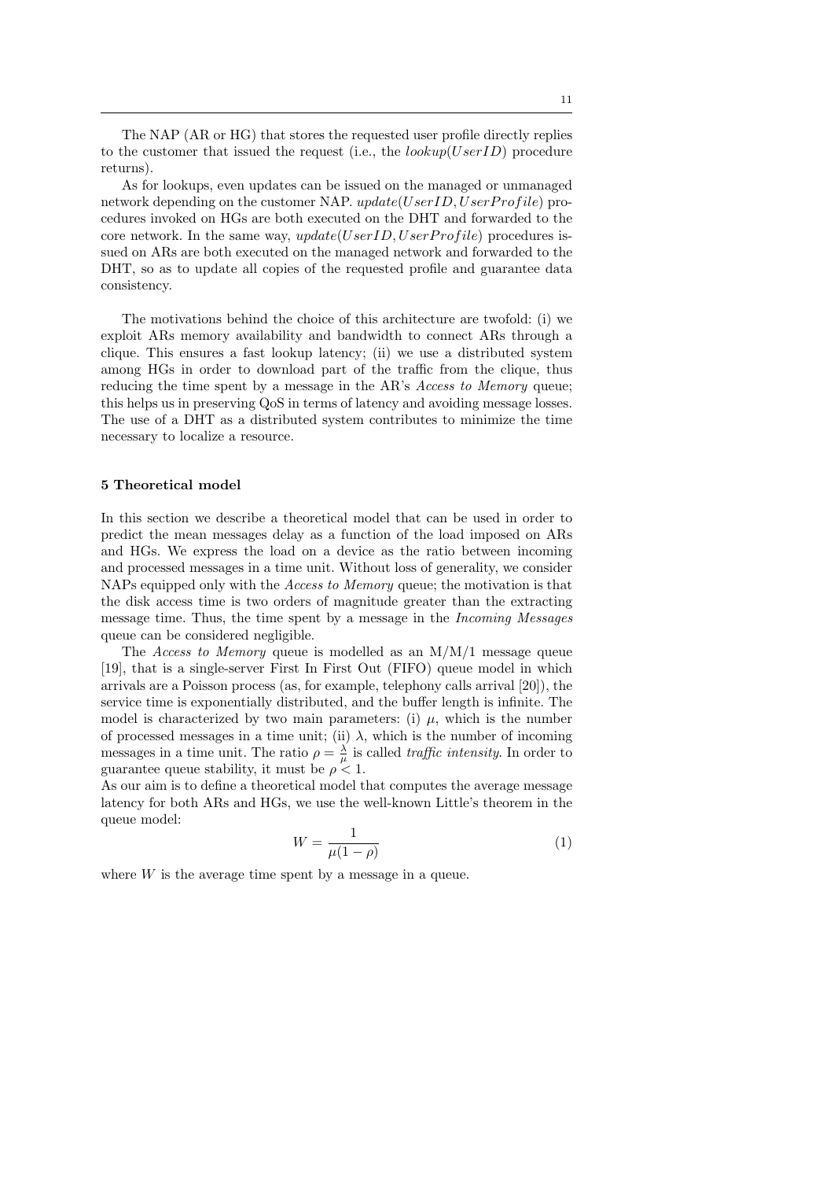The NAP (AR or HG) that stores the requested user profile directly replies to the customer that issued the request (i.e., the $lookup(UserID)$ procedure returns).

As for lookups, even updates can be issued on the managed or unmanaged network depending on the customer NAP. $update(UserID, UserProfile)$ procedures invoked on HGs are both executed on the DHT and forwarded to the core network. In the same way, $update(UserID, UserProfile)$ procedures issued on ARs are both executed on the managed network and forwarded to the DHT, so as to update all copies of the requested profile and guarantee data consistency.

The motivations behind the choice of this architecture are twofold: (i) we exploit ARs memory availability and bandwidth to connect ARs through a clique. This ensures a fast lookup latency; (ii) we use a distributed system among HGs in order to download part of the traffic from the clique, thus reducing the time spent by a message in the AR's *Access to Memory* queue; this helps us in preserving QoS in terms of latency and avoiding message losses. The use of a DHT as a distributed system contributes to minimize the time necessary to localize a resource.

## 5 Theoretical model

In this section we describe a theoretical model that can be used in order to predict the mean messages delay as a function of the load imposed on ARs and HGs. We express the load on a device as the ratio between incoming and processed messages in a time unit. Without loss of generality, we consider NAPs equipped only with the *Access to Memory* queue; the motivation is that the disk access time is two orders of magnitude greater than the extracting message time. Thus, the time spent by a message in the *Incoming Messages* queue can be considered negligible.

The *Access to Memory* queue is modelled as an M/M/1 message queue [19], that is a single-server First In First Out (FIFO) queue model in which arrivals are a Poisson process (as, for example, telephony calls arrival [20]), the service time is exponentially distributed, and the buffer length is infinite. The model is characterized by two main parameters: (i) $\mu$, which is the number of processed messages in a time unit; (ii) $\lambda$, which is the number of incoming messages in a time unit. The ratio $\rho = \frac{\lambda}{\mu}$ is called *traffic intensity*. In order to guarantee queue stability, it must be $\rho < 1$.
As our aim is to define a theoretical model that computes the average message latency for both ARs and HGs, we use the well-known Little's theorem in the queue model:

$$W = \frac{1}{\mu(1-\rho)} \tag{1}$$

where $W$ is the average time spent by a message in a queue.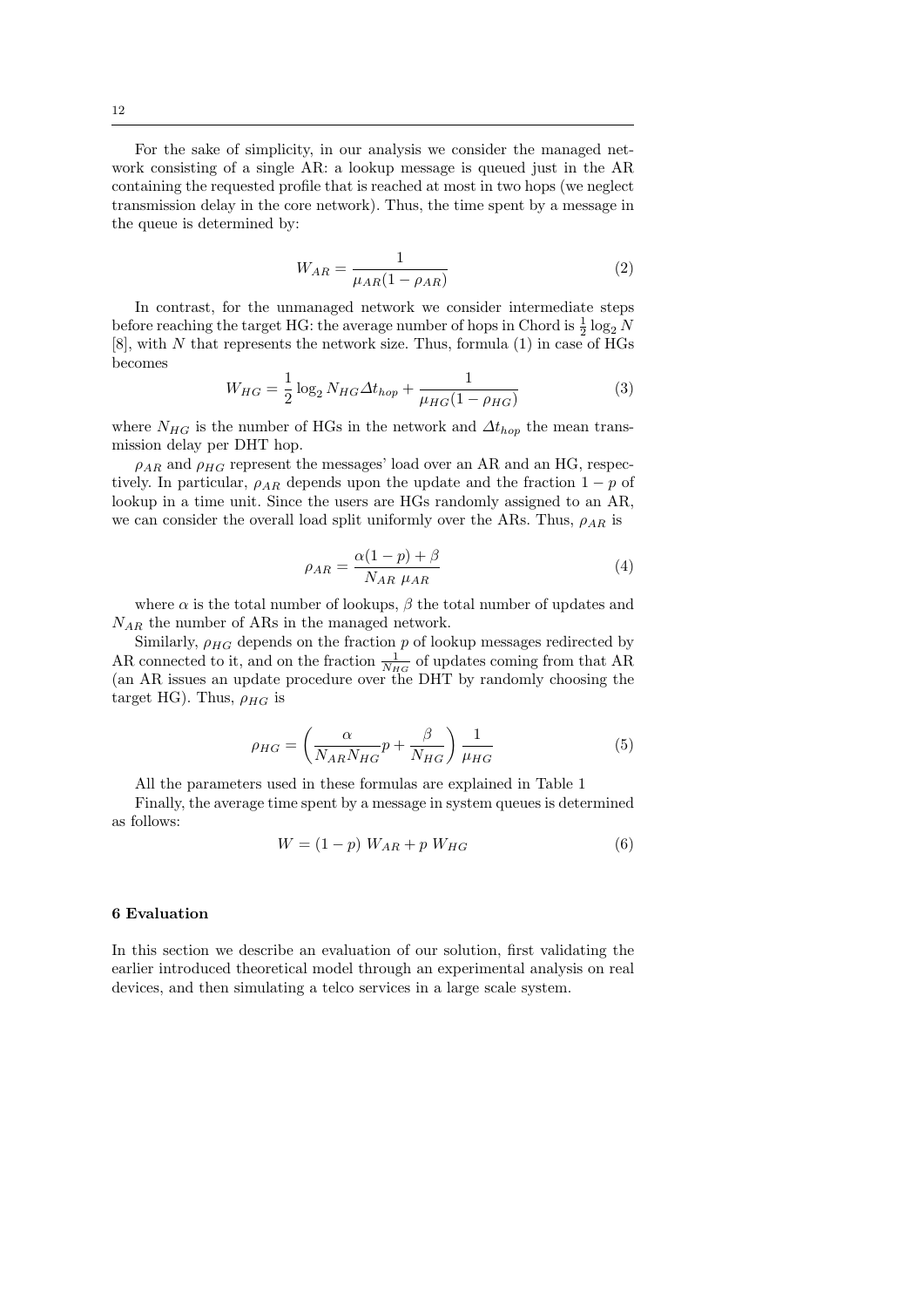For the sake of simplicity, in our analysis we consider the managed network consisting of a single AR: a lookup message is queued just in the AR containing the requested profile that is reached at most in two hops (we neglect transmission delay in the core network). Thus, the time spent by a message in the queue is determined by:

$$W_{AR} = \frac{1}{\mu_{AR}(1 - \rho_{AR})} \tag{2}$$

In contrast, for the unmanaged network we consider intermediate steps before reaching the target HG: the average number of hops in Chord is $\frac{1}{2}\log_2 N$ [8], with $N$ that represents the network size. Thus, formula (1) in case of HGs becomes

$$W_{HG} = \frac{1}{2}\log_2 N_{HG}\Delta t_{hop} + \frac{1}{\mu_{HG}(1 - \rho_{HG})} \tag{3}$$

where $N_{HG}$ is the number of HGs in the network and $\Delta t_{hop}$ the mean transmission delay per DHT hop.

$\rho_{AR}$ and $\rho_{HG}$ represent the messages' load over an AR and an HG, respectively. In particular, $\rho_{AR}$ depends upon the update and the fraction $1 - p$ of lookup in a time unit. Since the users are HGs randomly assigned to an AR, we can consider the overall load split uniformly over the ARs. Thus, $\rho_{AR}$ is

$$\rho_{AR} = \frac{\alpha(1 - p) + \beta}{N_{AR}\ \mu_{AR}} \tag{4}$$

where $\alpha$ is the total number of lookups, $\beta$ the total number of updates and $N_{AR}$ the number of ARs in the managed network.

Similarly, $\rho_{HG}$ depends on the fraction $p$ of lookup messages redirected by AR connected to it, and on the fraction $\frac{1}{N_{HG}}$ of updates coming from that AR (an AR issues an update procedure over the DHT by randomly choosing the target HG). Thus, $\rho_{HG}$ is

$$\rho_{HG} = \left(\frac{\alpha}{N_{AR}N_{HG}}p + \frac{\beta}{N_{HG}}\right)\frac{1}{\mu_{HG}} \tag{5}$$

All the parameters used in these formulas are explained in Table 1

Finally, the average time spent by a message in system queues is determined as follows:

$$W = (1 - p)\ W_{AR} + p\ W_{HG} \tag{6}$$

## 6 Evaluation

In this section we describe an evaluation of our solution, first validating the earlier introduced theoretical model through an experimental analysis on real devices, and then simulating a telco services in a large scale system.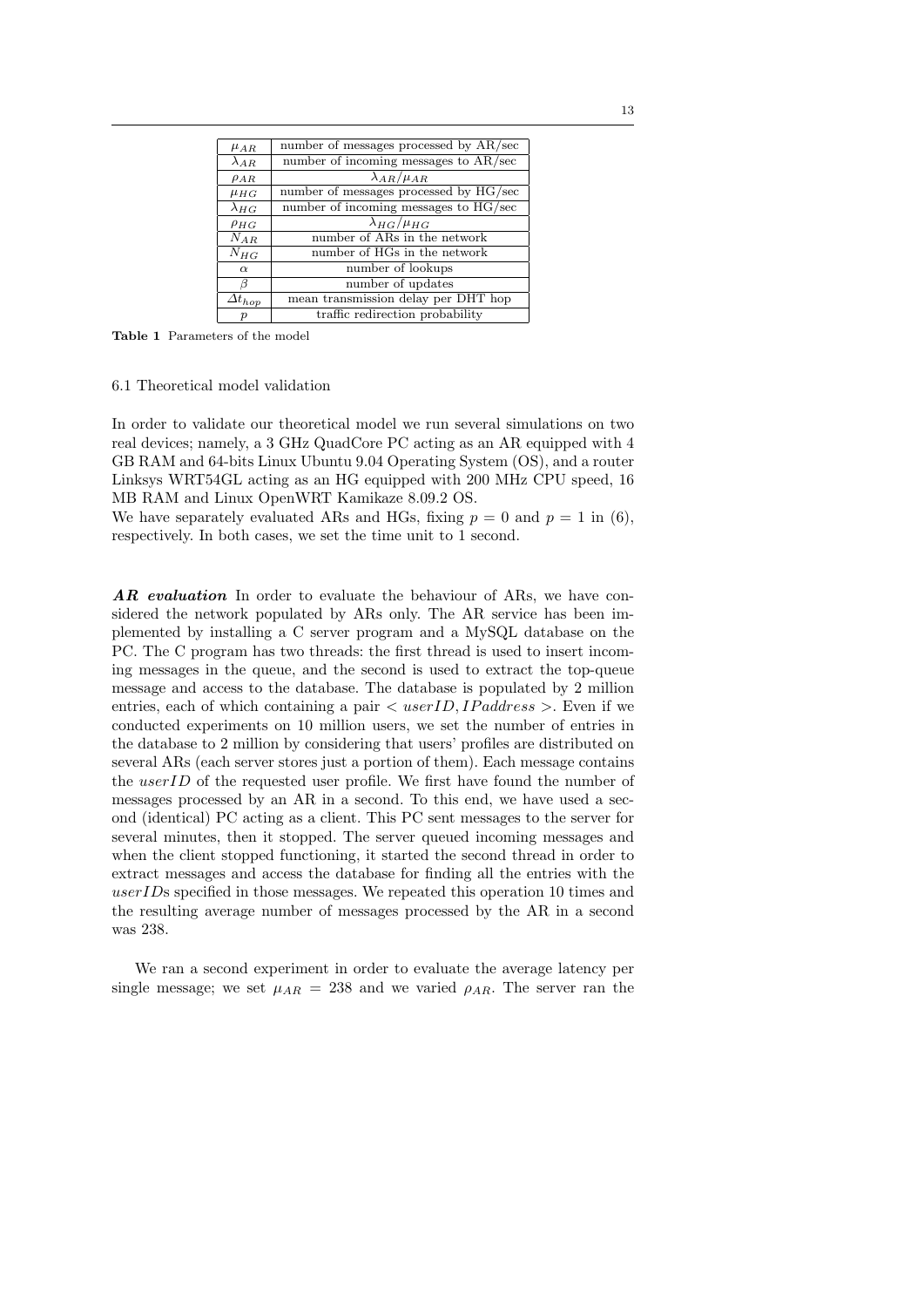| | |
|---|---|
| $\mu_{AR}$ | number of messages processed by AR/sec |
| $\lambda_{AR}$ | number of incoming messages to AR/sec |
| $\rho_{AR}$ | $\lambda_{AR}/\mu_{AR}$ |
| $\mu_{HG}$ | number of messages processed by HG/sec |
| $\lambda_{HG}$ | number of incoming messages to HG/sec |
| $\rho_{HG}$ | $\lambda_{HG}/\mu_{HG}$ |
| $N_{AR}$ | number of ARs in the network |
| $N_{HG}$ | number of HGs in the network |
| $\alpha$ | number of lookups |
| $\beta$ | number of updates |
| $\Delta t_{hop}$ | mean transmission delay per DHT hop |
| $p$ | traffic redirection probability |

**Table 1** Parameters of the model

### 6.1 Theoretical model validation

In order to validate our theoretical model we run several simulations on two real devices; namely, a 3 GHz QuadCore PC acting as an AR equipped with 4 GB RAM and 64-bits Linux Ubuntu 9.04 Operating System (OS), and a router Linksys WRT54GL acting as an HG equipped with 200 MHz CPU speed, 16 MB RAM and Linux OpenWRT Kamikaze 8.09.2 OS.
We have separately evaluated ARs and HGs, fixing $p = 0$ and $p = 1$ in (6), respectively. In both cases, we set the time unit to 1 second.

***AR evaluation*** In order to evaluate the behaviour of ARs, we have considered the network populated by ARs only. The AR service has been implemented by installing a C server program and a MySQL database on the PC. The C program has two threads: the first thread is used to insert incoming messages in the queue, and the second is used to extract the top-queue message and access to the database. The database is populated by 2 million entries, each of which containing a pair $< userID, IPaddress >$. Even if we conducted experiments on 10 million users, we set the number of entries in the database to 2 million by considering that users' profiles are distributed on several ARs (each server stores just a portion of them). Each message contains the $userID$ of the requested user profile. We first have found the number of messages processed by an AR in a second. To this end, we have used a second (identical) PC acting as a client. This PC sent messages to the server for several minutes, then it stopped. The server queued incoming messages and when the client stopped functioning, it started the second thread in order to extract messages and access the database for finding all the entries with the $userID$s specified in those messages. We repeated this operation 10 times and the resulting average number of messages processed by the AR in a second was 238.

We ran a second experiment in order to evaluate the average latency per single message; we set $\mu_{AR} = 238$ and we varied $\rho_{AR}$. The server ran the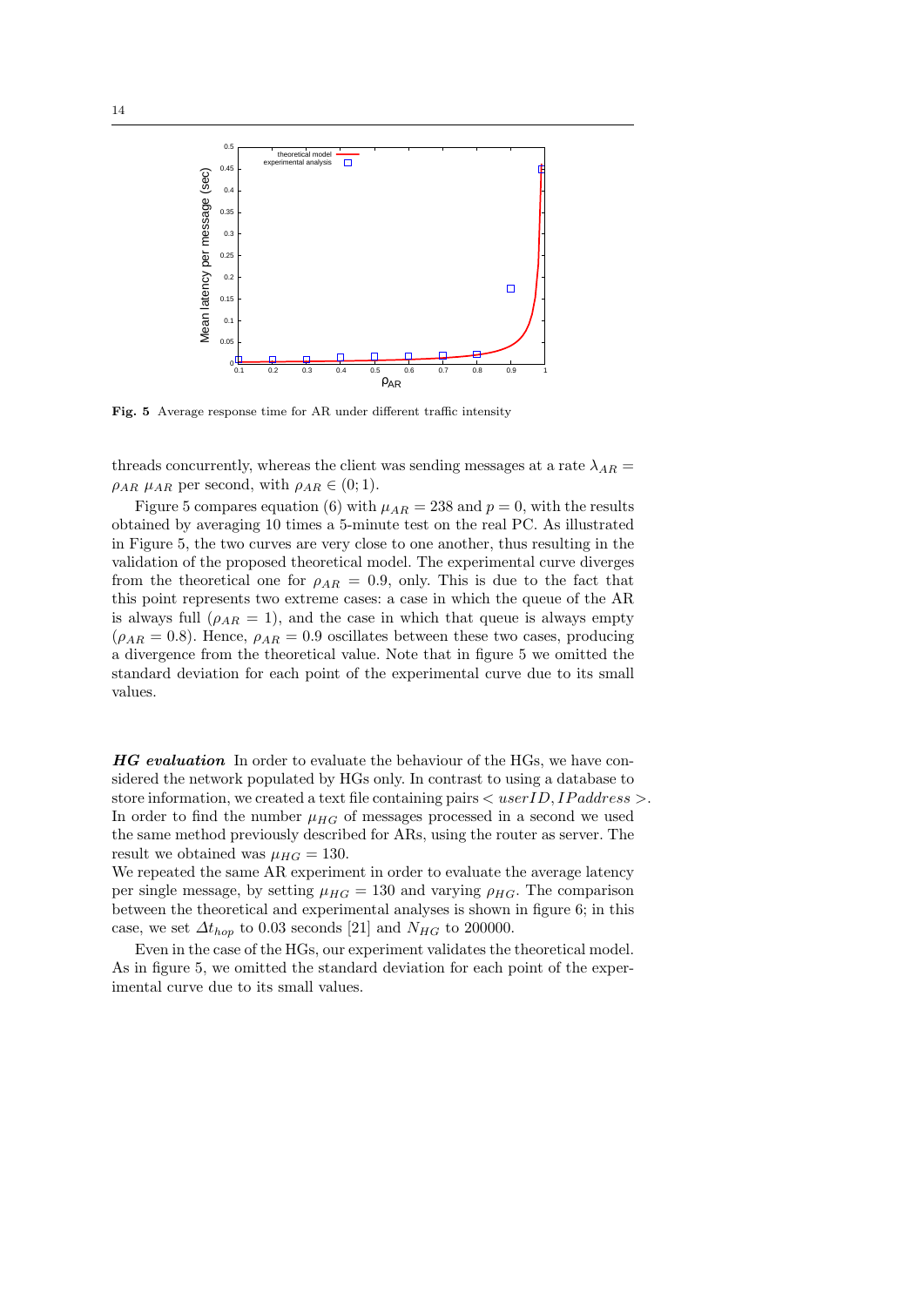**Fig. 5** Average response time for AR under different traffic intensity

threads concurrently, whereas the client was sending messages at a rate $\lambda_{AR} = \rho_{AR}\ \mu_{AR}$ per second, with $\rho_{AR} \in (0; 1)$.

Figure 5 compares equation (6) with $\mu_{AR} = 238$ and $p = 0$, with the results obtained by averaging 10 times a 5-minute test on the real PC. As illustrated in Figure 5, the two curves are very close to one another, thus resulting in the validation of the proposed theoretical model. The experimental curve diverges from the theoretical one for $\rho_{AR} = 0.9$, only. This is due to the fact that this point represents two extreme cases: a case in which the queue of the AR is always full ($\rho_{AR} = 1$), and the case in which that queue is always empty ($\rho_{AR} = 0.8$). Hence, $\rho_{AR} = 0.9$ oscillates between these two cases, producing a divergence from the theoretical value. Note that in figure 5 we omitted the standard deviation for each point of the experimental curve due to its small values.

***HG evaluation*** In order to evaluate the behaviour of the HGs, we have considered the network populated by HGs only. In contrast to using a database to store information, we created a text file containing pairs $< userID, IPaddress >$. In order to find the number $\mu_{HG}$ of messages processed in a second we used the same method previously described for ARs, using the router as server. The result we obtained was $\mu_{HG} = 130$.
We repeated the same AR experiment in order to evaluate the average latency per single message, by setting $\mu_{HG} = 130$ and varying $\rho_{HG}$. The comparison between the theoretical and experimental analyses is shown in figure 6; in this case, we set $\Delta t_{hop}$ to 0.03 seconds [21] and $N_{HG}$ to 200000.

Even in the case of the HGs, our experiment validates the theoretical model. As in figure 5, we omitted the standard deviation for each point of the experimental curve due to its small values.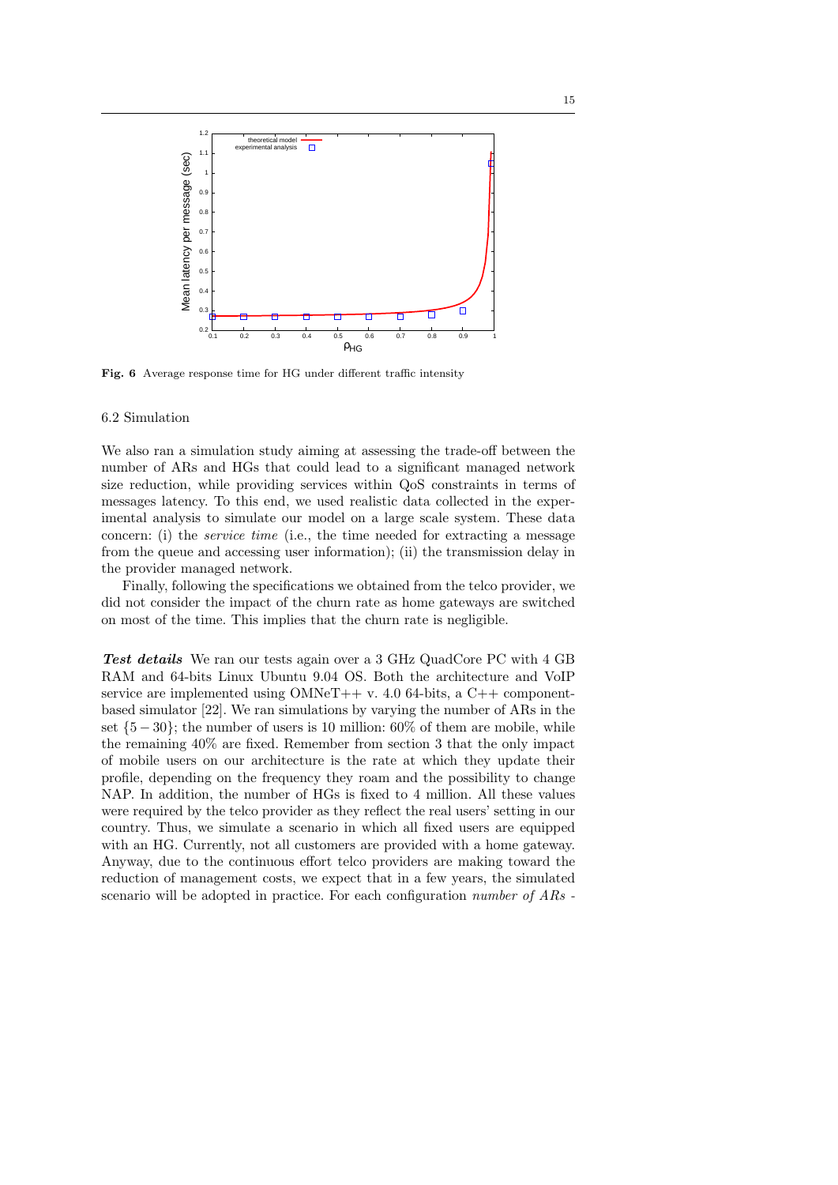Fig. 6 Average response time for HG under different traffic intensity

### 6.2 Simulation

We also ran a simulation study aiming at assessing the trade-off between the number of ARs and HGs that could lead to a significant managed network size reduction, while providing services within QoS constraints in terms of messages latency. To this end, we used realistic data collected in the experimental analysis to simulate our model on a large scale system. These data concern: (i) the *service time* (i.e., the time needed for extracting a message from the queue and accessing user information); (ii) the transmission delay in the provider managed network.

Finally, following the specifications we obtained from the telco provider, we did not consider the impact of the churn rate as home gateways are switched on most of the time. This implies that the churn rate is negligible.

***Test details*** We ran our tests again over a 3 GHz QuadCore PC with 4 GB RAM and 64-bits Linux Ubuntu 9.04 OS. Both the architecture and VoIP service are implemented using OMNeT++ v. 4.0 64-bits, a C++ component-based simulator [22]. We ran simulations by varying the number of ARs in the set $\{5-30\}$; the number of users is 10 million: 60% of them are mobile, while the remaining 40% are fixed. Remember from section 3 that the only impact of mobile users on our architecture is the rate at which they update their profile, depending on the frequency they roam and the possibility to change NAP. In addition, the number of HGs is fixed to 4 million. All these values were required by the telco provider as they reflect the real users' setting in our country. Thus, we simulate a scenario in which all fixed users are equipped with an HG. Currently, not all customers are provided with a home gateway. Anyway, due to the continuous effort telco providers are making toward the reduction of management costs, we expect that in a few years, the simulated scenario will be adopted in practice. For each configuration *number of ARs -*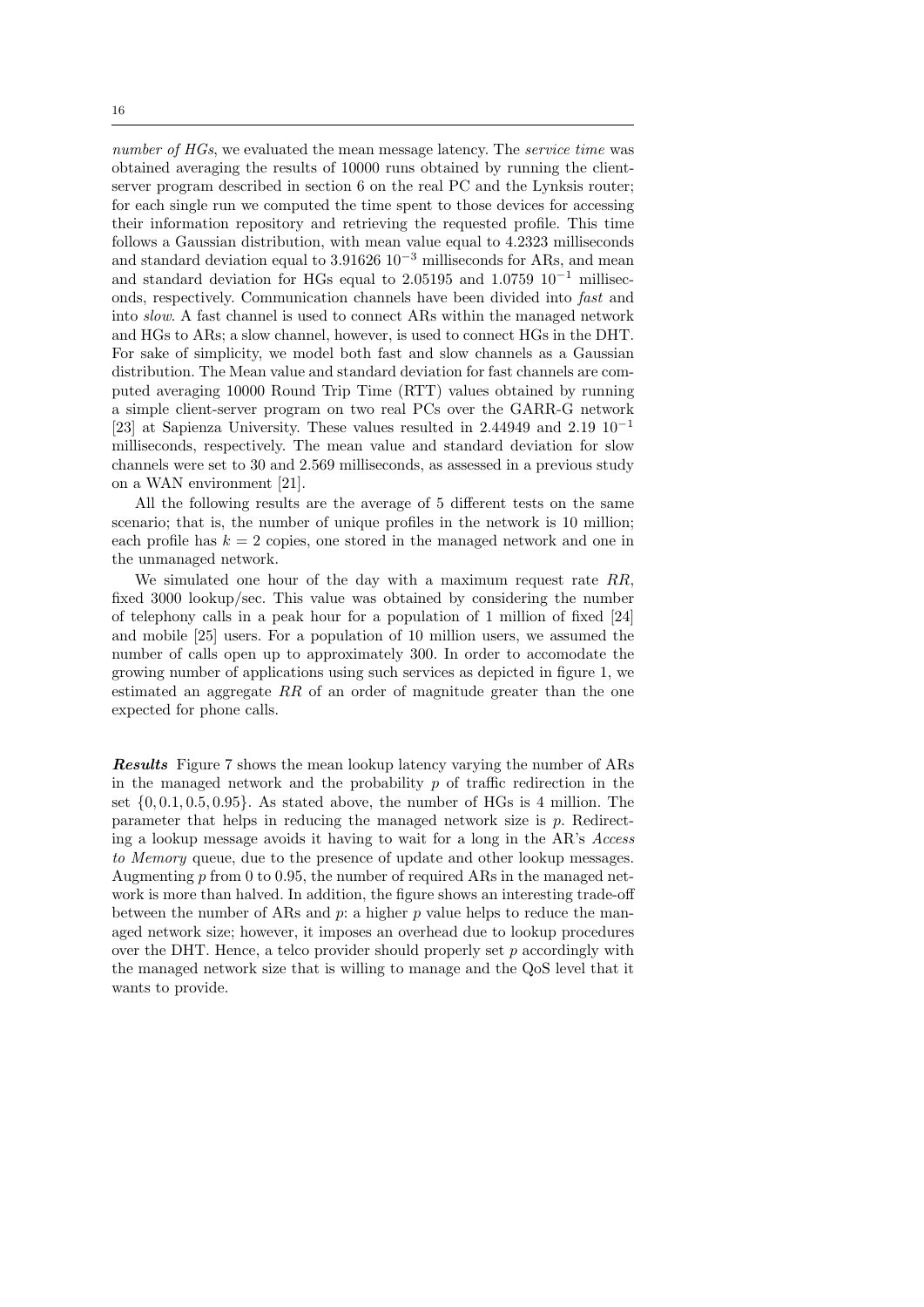*number of HGs*, we evaluated the mean message latency. The *service time* was obtained averaging the results of 10000 runs obtained by running the client-server program described in section 6 on the real PC and the Lynksis router; for each single run we computed the time spent to those devices for accessing their information repository and retrieving the requested profile. This time follows a Gaussian distribution, with mean value equal to 4.2323 milliseconds and standard deviation equal to $3.91626\ 10^{-3}$ milliseconds for ARs, and mean and standard deviation for HGs equal to 2.05195 and $1.0759\ 10^{-1}$ milliseconds, respectively. Communication channels have been divided into *fast* and into *slow*. A fast channel is used to connect ARs within the managed network and HGs to ARs; a slow channel, however, is used to connect HGs in the DHT. For sake of simplicity, we model both fast and slow channels as a Gaussian distribution. The Mean value and standard deviation for fast channels are computed averaging 10000 Round Trip Time (RTT) values obtained by running a simple client-server program on two real PCs over the GARR-G network [23] at Sapienza University. These values resulted in 2.44949 and $2.19\ 10^{-1}$ milliseconds, respectively. The mean value and standard deviation for slow channels were set to 30 and 2.569 milliseconds, as assessed in a previous study on a WAN environment [21].

All the following results are the average of 5 different tests on the same scenario; that is, the number of unique profiles in the network is 10 million; each profile has $k = 2$ copies, one stored in the managed network and one in the unmanaged network.

We simulated one hour of the day with a maximum request rate $RR$, fixed 3000 lookup/sec. This value was obtained by considering the number of telephony calls in a peak hour for a population of 1 million of fixed [24] and mobile [25] users. For a population of 10 million users, we assumed the number of calls open up to approximately 300. In order to accomodate the growing number of applications using such services as depicted in figure 1, we estimated an aggregate $RR$ of an order of magnitude greater than the one expected for phone calls.

***Results*** Figure 7 shows the mean lookup latency varying the number of ARs in the managed network and the probability $p$ of traffic redirection in the set $\{0, 0.1, 0.5, 0.95\}$. As stated above, the number of HGs is 4 million. The parameter that helps in reducing the managed network size is $p$. Redirecting a lookup message avoids it having to wait for a long in the AR's *Access to Memory* queue, due to the presence of update and other lookup messages. Augmenting $p$ from 0 to 0.95, the number of required ARs in the managed network is more than halved. In addition, the figure shows an interesting trade-off between the number of ARs and $p$: a higher $p$ value helps to reduce the managed network size; however, it imposes an overhead due to lookup procedures over the DHT. Hence, a telco provider should properly set $p$ accordingly with the managed network size that is willing to manage and the QoS level that it wants to provide.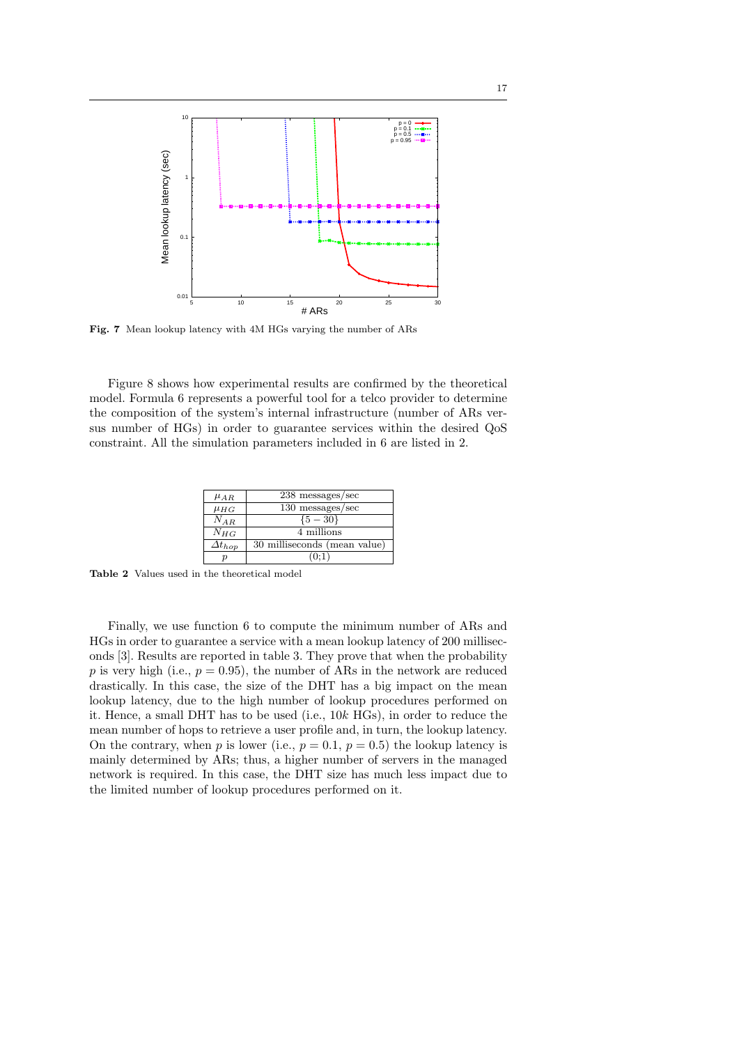Fig. 7 Mean lookup latency with 4M HGs varying the number of ARs

Figure 8 shows how experimental results are confirmed by the theoretical model. Formula 6 represents a powerful tool for a telco provider to determine the composition of the system's internal infrastructure (number of ARs versus number of HGs) in order to guarantee services within the desired QoS constraint. All the simulation parameters included in 6 are listed in 2.

| | |
|---|---|
| $\mu_{AR}$ | 238 messages/sec |
| $\mu_{HG}$ | 130 messages/sec |
| $N_{AR}$ | $\{5-30\}$ |
| $N_{HG}$ | 4 millions |
| $\Delta t_{hop}$ | 30 milliseconds (mean value) |
| $p$ | (0;1) |

**Table 2** Values used in the theoretical model

Finally, we use function 6 to compute the minimum number of ARs and HGs in order to guarantee a service with a mean lookup latency of 200 milliseconds [3]. Results are reported in table 3. They prove that when the probability $p$ is very high (i.e., $p = 0.95$), the number of ARs in the network are reduced drastically. In this case, the size of the DHT has a big impact on the mean lookup latency, due to the high number of lookup procedures performed on it. Hence, a small DHT has to be used (i.e., $10k$ HGs), in order to reduce the mean number of hops to retrieve a user profile and, in turn, the lookup latency. On the contrary, when $p$ is lower (i.e., $p = 0.1$, $p = 0.5$) the lookup latency is mainly determined by ARs; thus, a higher number of servers in the managed network is required. In this case, the DHT size has much less impact due to the limited number of lookup procedures performed on it.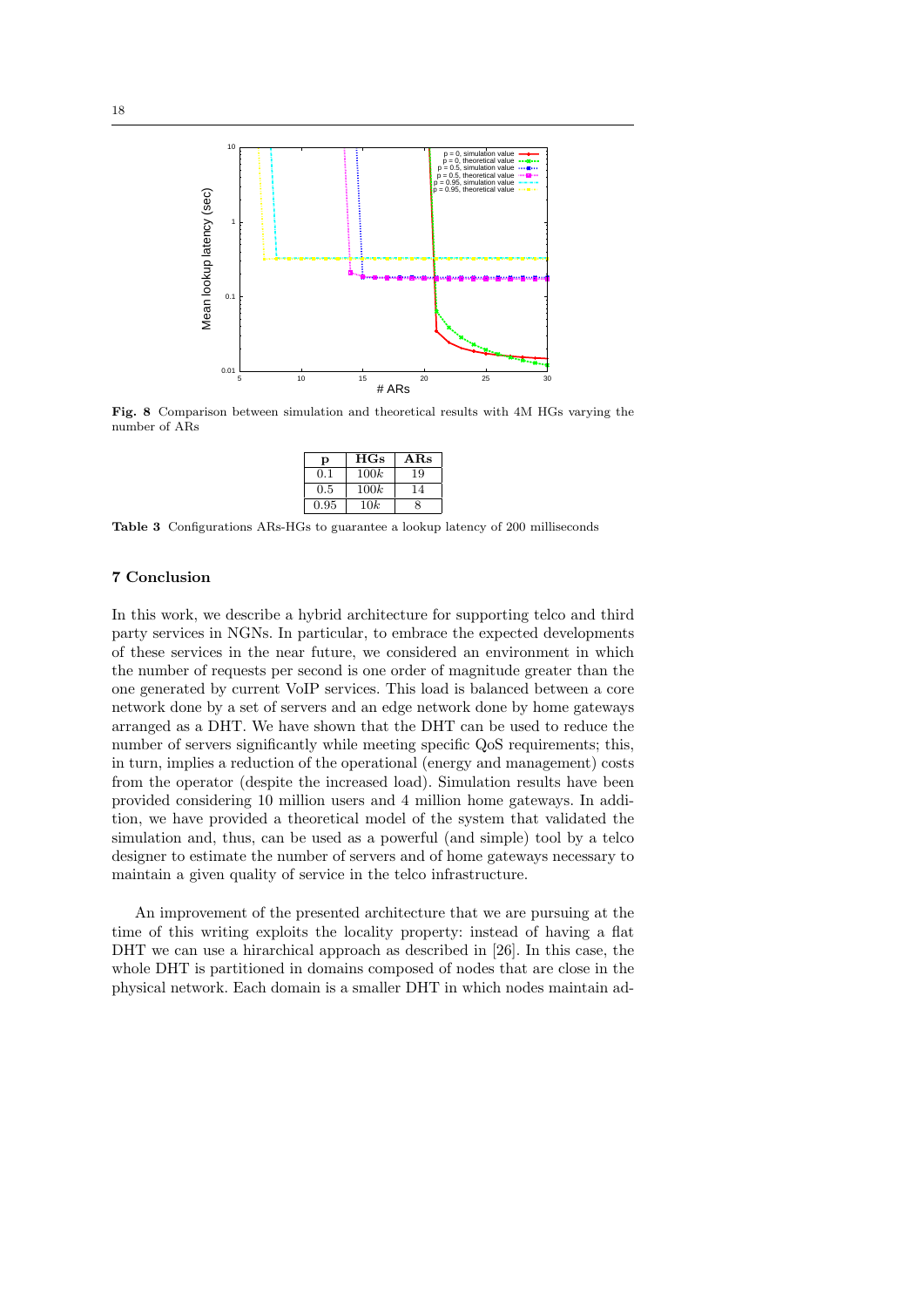Fig. 8 Comparison between simulation and theoretical results with 4M HGs varying the number of ARs

| p | HGs | ARs |
|---|---|---|
| 0.1 | $100k$ | 19 |
| 0.5 | $100k$ | 14 |
| 0.95 | $10k$ | 8 |

Table 3 Configurations ARs-HGs to guarantee a lookup latency of 200 milliseconds

## 7 Conclusion

In this work, we describe a hybrid architecture for supporting telco and third party services in NGNs. In particular, to embrace the expected developments of these services in the near future, we considered an environment in which the number of requests per second is one order of magnitude greater than the one generated by current VoIP services. This load is balanced between a core network done by a set of servers and an edge network done by home gateways arranged as a DHT. We have shown that the DHT can be used to reduce the number of servers significantly while meeting specific QoS requirements; this, in turn, implies a reduction of the operational (energy and management) costs from the operator (despite the increased load). Simulation results have been provided considering 10 million users and 4 million home gateways. In addition, we have provided a theoretical model of the system that validated the simulation and, thus, can be used as a powerful (and simple) tool by a telco designer to estimate the number of servers and of home gateways necessary to maintain a given quality of service in the telco infrastructure.

An improvement of the presented architecture that we are pursuing at the time of this writing exploits the locality property: instead of having a flat DHT we can use a hirarchical approach as described in [26]. In this case, the whole DHT is partitioned in domains composed of nodes that are close in the physical network. Each domain is a smaller DHT in which nodes maintain ad-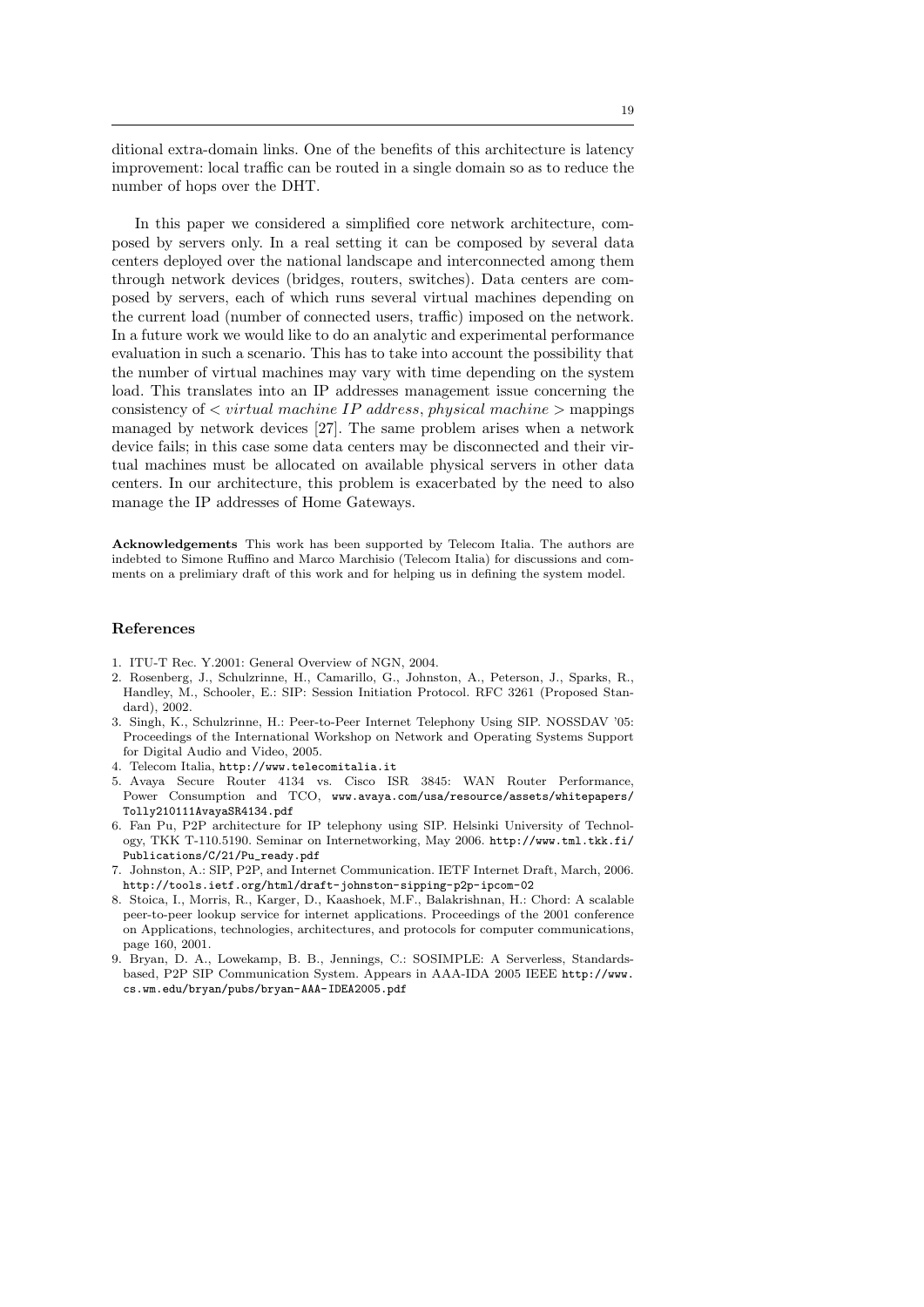ditional extra-domain links. One of the benefits of this architecture is latency improvement: local traffic can be routed in a single domain so as to reduce the number of hops over the DHT.

In this paper we considered a simplified core network architecture, composed by servers only. In a real setting it can be composed by several data centers deployed over the national landscape and interconnected among them through network devices (bridges, routers, switches). Data centers are composed by servers, each of which runs several virtual machines depending on the current load (number of connected users, traffic) imposed on the network. In a future work we would like to do an analytic and experimental performance evaluation in such a scenario. This has to take into account the possibility that the number of virtual machines may vary with time depending on the system load. This translates into an IP addresses management issue concerning the consistency of $< virtual\ machine\ IP\ address, physical\ machine >$ mappings managed by network devices [27]. The same problem arises when a network device fails; in this case some data centers may be disconnected and their virtual machines must be allocated on available physical servers in other data centers. In our architecture, this problem is exacerbated by the need to also manage the IP addresses of Home Gateways.

**Acknowledgements** This work has been supported by Telecom Italia. The authors are indebted to Simone Ruffino and Marco Marchisio (Telecom Italia) for discussions and comments on a prelimiary draft of this work and for helping us in defining the system model.

## References

1. ITU-T Rec. Y.2001: General Overview of NGN, 2004.
2. Rosenberg, J., Schulzrinne, H., Camarillo, G., Johnston, A., Peterson, J., Sparks, R., Handley, M., Schooler, E.: SIP: Session Initiation Protocol. RFC 3261 (Proposed Standard), 2002.
3. Singh, K., Schulzrinne, H.: Peer-to-Peer Internet Telephony Using SIP. NOSSDAV '05: Proceedings of the International Workshop on Network and Operating Systems Support for Digital Audio and Video, 2005.
4. Telecom Italia, http://www.telecomitalia.it
5. Avaya Secure Router 4134 vs. Cisco ISR 3845: WAN Router Performance, Power Consumption and TCO, www.avaya.com/usa/resource/assets/whitepapers/Tolly210111AvayaSR4134.pdf
6. Fan Pu, P2P architecture for IP telephony using SIP. Helsinki University of Technology, TKK T-110.5190. Seminar on Internetworking, May 2006. http://www.tml.tkk.fi/Publications/C/21/Pu_ready.pdf
7. Johnston, A.: SIP, P2P, and Internet Communication. IETF Internet Draft, March, 2006. http://tools.ietf.org/html/draft-johnston-sipping-p2p-ipcom-02
8. Stoica, I., Morris, R., Karger, D., Kaashoek, M.F., Balakrishnan, H.: Chord: A scalable peer-to-peer lookup service for internet applications. Proceedings of the 2001 conference on Applications, technologies, architectures, and protocols for computer communications, page 160, 2001.
9. Bryan, D. A., Lowekamp, B. B., Jennings, C.: SOSIMPLE: A Serverless, Standards-based, P2P SIP Communication System. Appears in AAA-IDA 2005 IEEE http://www.cs.wm.edu/bryan/pubs/bryan-AAA-IDEA2005.pdf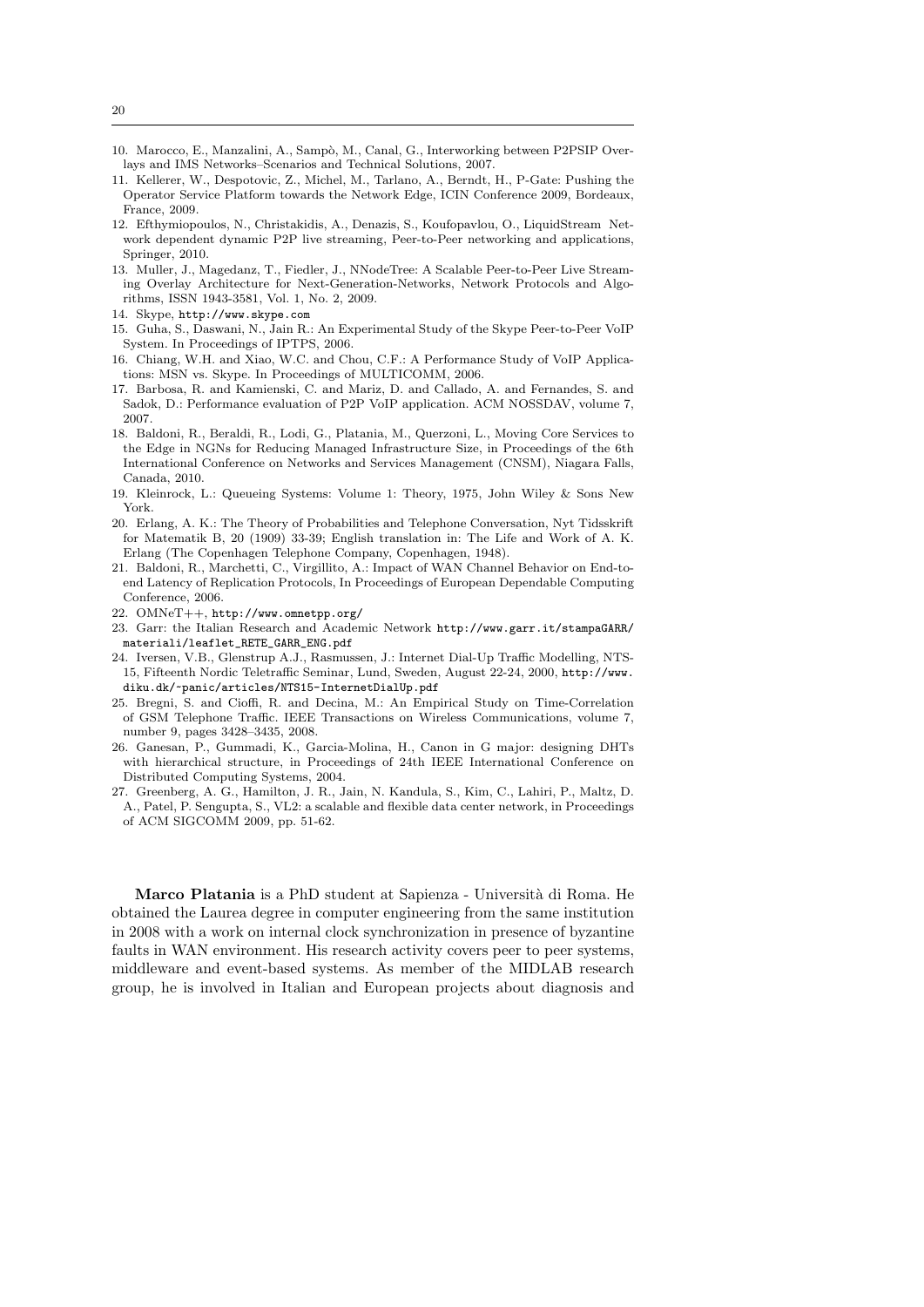10. Marocco, E., Manzalini, A., Sampò, M., Canal, G., Interworking between P2PSIP Overlays and IMS Networks–Scenarios and Technical Solutions, 2007.
11. Kellerer, W., Despotovic, Z., Michel, M., Tarlano, A., Berndt, H., P-Gate: Pushing the Operator Service Platform towards the Network Edge, ICIN Conference 2009, Bordeaux, France, 2009.
12. Efthymiopoulos, N., Christakidis, A., Denazis, S., Koufopavlou, O., LiquidStream Network dependent dynamic P2P live streaming, Peer-to-Peer networking and applications, Springer, 2010.
13. Muller, J., Magedanz, T., Fiedler, J., NNodeTree: A Scalable Peer-to-Peer Live Streaming Overlay Architecture for Next-Generation-Networks, Network Protocols and Algorithms, ISSN 1943-3581, Vol. 1, No. 2, 2009.
14. Skype, http://www.skype.com
15. Guha, S., Daswani, N., Jain R.: An Experimental Study of the Skype Peer-to-Peer VoIP System. In Proceedings of IPTPS, 2006.
16. Chiang, W.H. and Xiao, W.C. and Chou, C.F.: A Performance Study of VoIP Applications: MSN vs. Skype. In Proceedings of MULTICOMM, 2006.
17. Barbosa, R. and Kamienski, C. and Mariz, D. and Callado, A. and Fernandes, S. and Sadok, D.: Performance evaluation of P2P VoIP application. ACM NOSSDAV, volume 7, 2007.
18. Baldoni, R., Beraldi, R., Lodi, G., Platania, M., Querzoni, L., Moving Core Services to the Edge in NGNs for Reducing Managed Infrastructure Size, in Proceedings of the 6th International Conference on Networks and Services Management (CNSM), Niagara Falls, Canada, 2010.
19. Kleinrock, L.: Queueing Systems: Volume 1: Theory, 1975, John Wiley & Sons New York.
20. Erlang, A. K.: The Theory of Probabilities and Telephone Conversation, Nyt Tidsskrift for Matematik B, 20 (1909) 33-39; English translation in: The Life and Work of A. K. Erlang (The Copenhagen Telephone Company, Copenhagen, 1948).
21. Baldoni, R., Marchetti, C., Virgillito, A.: Impact of WAN Channel Behavior on End-to-end Latency of Replication Protocols, In Proceedings of European Dependable Computing Conference, 2006.
22. OMNeT++, http://www.omnetpp.org/
23. Garr: the Italian Research and Academic Network http://www.garr.it/stampaGARR/materiali/leaflet_RETE_GARR_ENG.pdf
24. Iversen, V.B., Glenstrup A.J., Rasmussen, J.: Internet Dial-Up Traffic Modelling, NTS-15, Fifteenth Nordic Teletraffic Seminar, Lund, Sweden, August 22-24, 2000, http://www.diku.dk/~panic/articles/NTS15-InternetDialUp.pdf
25. Bregni, S. and Cioffi, R. and Decina, M.: An Empirical Study on Time-Correlation of GSM Telephone Traffic. IEEE Transactions on Wireless Communications, volume 7, number 9, pages 3428–3435, 2008.
26. Ganesan, P., Gummadi, K., Garcia-Molina, H., Canon in G major: designing DHTs with hierarchical structure, in Proceedings of 24th IEEE International Conference on Distributed Computing Systems, 2004.
27. Greenberg, A. G., Hamilton, J. R., Jain, N. Kandula, S., Kim, C., Lahiri, P., Maltz, D. A., Patel, P. Sengupta, S., VL2: a scalable and flexible data center network, in Proceedings of ACM SIGCOMM 2009, pp. 51-62.

**Marco Platania** is a PhD student at Sapienza - Università di Roma. He obtained the Laurea degree in computer engineering from the same institution in 2008 with a work on internal clock synchronization in presence of byzantine faults in WAN environment. His research activity covers peer to peer systems, middleware and event-based systems. As member of the MIDLAB research group, he is involved in Italian and European projects about diagnosis and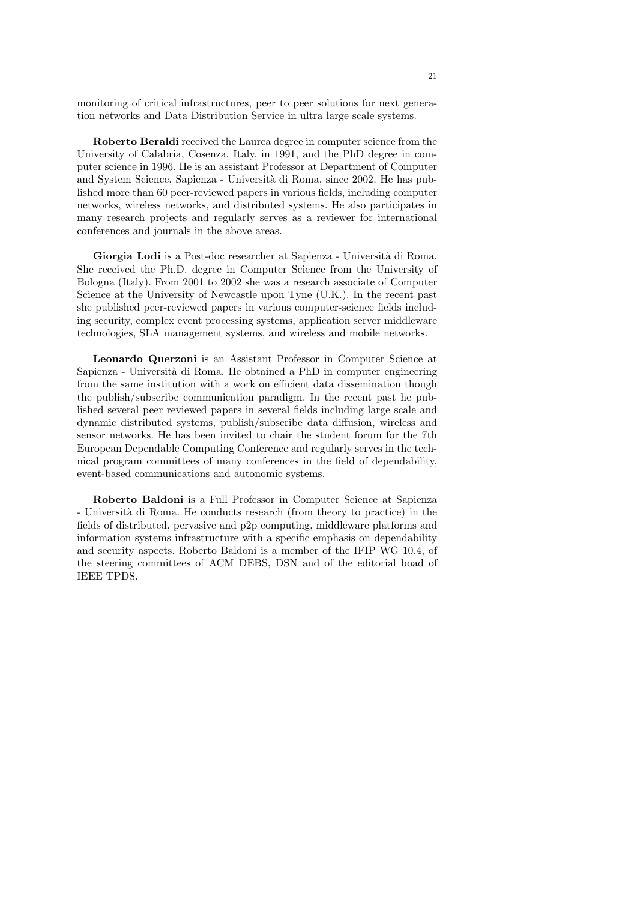monitoring of critical infrastructures, peer to peer solutions for next generation networks and Data Distribution Service in ultra large scale systems.

**Roberto Beraldi** received the Laurea degree in computer science from the University of Calabria, Cosenza, Italy, in 1991, and the PhD degree in computer science in 1996. He is an assistant Professor at Department of Computer and System Science, Sapienza - Università di Roma, since 2002. He has published more than 60 peer-reviewed papers in various fields, including computer networks, wireless networks, and distributed systems. He also participates in many research projects and regularly serves as a reviewer for international conferences and journals in the above areas.

**Giorgia Lodi** is a Post-doc researcher at Sapienza - Università di Roma. She received the Ph.D. degree in Computer Science from the University of Bologna (Italy). From 2001 to 2002 she was a research associate of Computer Science at the University of Newcastle upon Tyne (U.K.). In the recent past she published peer-reviewed papers in various computer-science fields including security, complex event processing systems, application server middleware technologies, SLA management systems, and wireless and mobile networks.

**Leonardo Querzoni** is an Assistant Professor in Computer Science at Sapienza - Università di Roma. He obtained a PhD in computer engineering from the same institution with a work on efficient data dissemination though the publish/subscribe communication paradigm. In the recent past he published several peer reviewed papers in several fields including large scale and dynamic distributed systems, publish/subscribe data diffusion, wireless and sensor networks. He has been invited to chair the student forum for the 7th European Dependable Computing Conference and regularly serves in the technical program committees of many conferences in the field of dependability, event-based communications and autonomic systems.

**Roberto Baldoni** is a Full Professor in Computer Science at Sapienza - Università di Roma. He conducts research (from theory to practice) in the fields of distributed, pervasive and p2p computing, middleware platforms and information systems infrastructure with a specific emphasis on dependability and security aspects. Roberto Baldoni is a member of the IFIP WG 10.4, of the steering committees of ACM DEBS, DSN and of the editorial boad of IEEE TPDS.